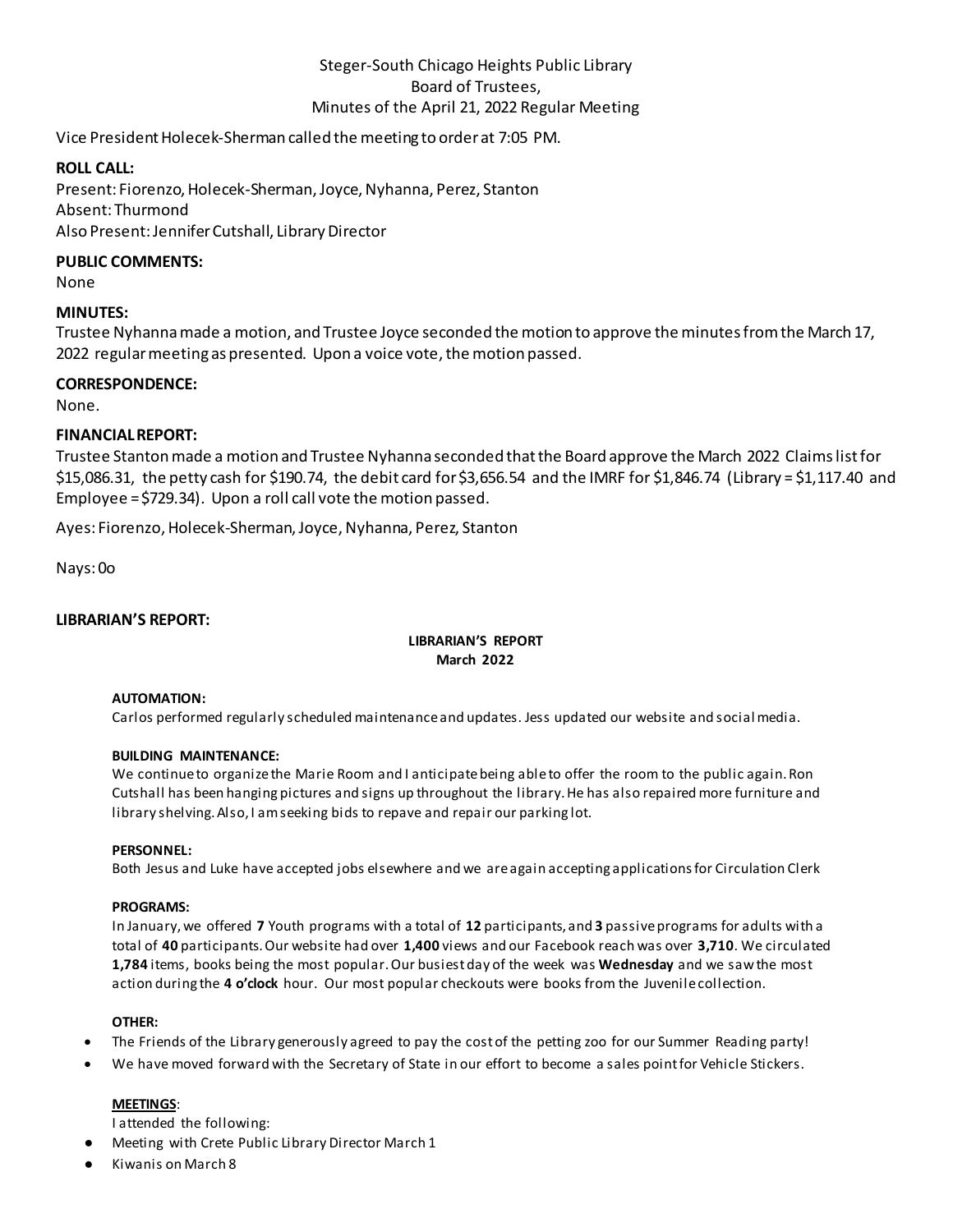Steger-South Chicago Heights Public Library
Board of Trustees,
Minutes of the April 21, 2022 Regular Meeting

Vice President Holecek-Sherman called the meeting to order at 7:05 PM.

**ROLL CALL:**
Present: Fiorenzo, Holecek-Sherman, Joyce, Nyhanna, Perez, Stanton
Absent: Thurmond
Also Present: Jennifer Cutshall, Library Director

**PUBLIC COMMENTS:**
None

**MINUTES:**
Trustee Nyhanna made a motion, and Trustee Joyce seconded the motion to approve the minutes from the March 17, 2022 regular meeting as presented. Upon a voice vote, the motion passed.

**CORRESPONDENCE:**
None.

**FINANCIAL REPORT:**
Trustee Stanton made a motion and Trustee Nyhanna seconded that the Board approve the March 2022 Claims list for $15,086.31, the petty cash for $190.74, the debit card for $3,656.54 and the IMRF for $1,846.74 (Library = $1,117.40 and Employee = $729.34). Upon a roll call vote the motion passed.

Ayes: Fiorenzo, Holecek-Sherman, Joyce, Nyhanna, Perez, Stanton

Nays: 0o

**LIBRARIAN'S REPORT:**

**LIBRARIAN'S REPORT**
**March 2022**

**AUTOMATION:**
Carlos performed regularly scheduled maintenance and updates. Jess updated our website and social media.

**BUILDING MAINTENANCE:**
We continue to organize the Marie Room and I anticipate being able to offer the room to the public again. Ron Cutshall has been hanging pictures and signs up throughout the library. He has also repaired more furniture and library shelving. Also, I am seeking bids to repave and repair our parking lot.

**PERSONNEL:**
Both Jesus and Luke have accepted jobs elsewhere and we are again accepting applications for Circulation Clerk

**PROGRAMS:**
In January, we offered **7** Youth programs with a total of **12** participants, and **3** passive programs for adults with a total of **40** participants. Our website had over **1,400** views and our Facebook reach was over **3,710**. We circulated **1,784** items, books being the most popular. Our busiest day of the week was **Wednesday** and we saw the most action during the **4 o'clock** hour. Our most popular checkouts were books from the Juvenile collection.

**OTHER:**

- The Friends of the Library generously agreed to pay the cost of the petting zoo for our Summer Reading party!
- We have moved forward with the Secretary of State in our effort to become a sales point for Vehicle Stickers.

**MEETINGS**:
I attended the following:

- Meeting with Crete Public Library Director March 1
- Kiwanis on March 8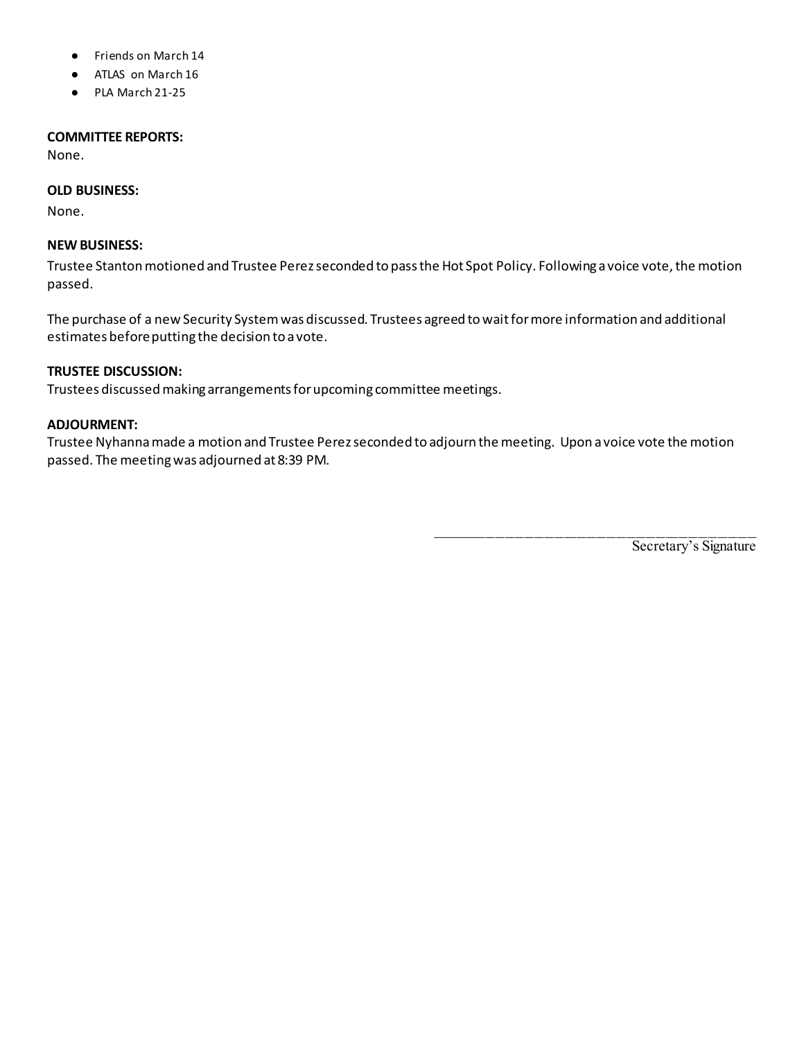- Friends on March 14
- ATLAS on March 16
- PLA March 21-25

**COMMITTEE REPORTS:**
None.

**OLD BUSINESS:**
None.

**NEW BUSINESS:**
Trustee Stanton motioned and Trustee Perez seconded to pass the Hot Spot Policy. Following a voice vote, the motion passed.

The purchase of a new Security System was discussed. Trustees agreed to wait for more information and additional estimates before putting the decision to a vote.

**TRUSTEE DISCUSSION:**
Trustees discussed making arrangements for upcoming committee meetings.

**ADJOURMENT:**
Trustee Nyhanna made a motion and Trustee Perez seconded to adjourn the meeting. Upon a voice vote the motion passed. The meeting was adjourned at 8:39 PM.

_______________________________________________
Secretary's Signature